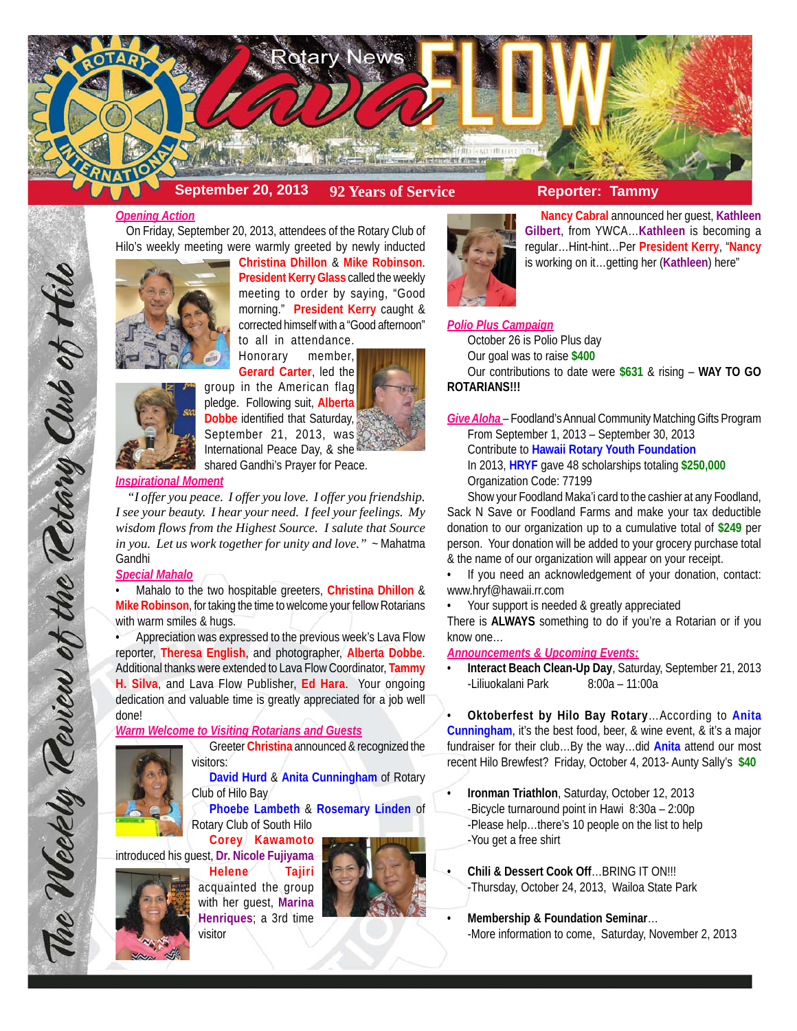# Rotary News Lava FLOW

**September 20, 2013** | **92 Years of Service** | **Reporter: Tammy**

The Weekly Review of the Rotary Club of Hilo

## Opening Action

On Friday, September 20, 2013, attendees of the Rotary Club of Hilo's weekly meeting were warmly greeted by newly inducted **Christina Dhillon** & **Mike Robinson**. **President Kerry Glass** called the weekly meeting to order by saying, "Good morning." **President Kerry** caught & corrected himself with a "Good afternoon" to all in attendance. Honorary member, **Gerard Carter**, led the group in the American flag pledge. Following suit, **Alberta Dobbe** identified that Saturday, September 21, 2013, was International Peace Day, & she shared Gandhi's Prayer for Peace.

## Inspirational Moment

*"I offer you peace. I offer you love. I offer you friendship. I see your beauty. I hear your need. I feel your feelings. My wisdom flows from the Highest Source. I salute that Source in you. Let us work together for unity and love."* ~ Mahatma Gandhi

## Special Mahalo

- Mahalo to the two hospitable greeters, **Christina Dhillon** & **Mike Robinson**, for taking the time to welcome your fellow Rotarians with warm smiles & hugs.
- Appreciation was expressed to the previous week's Lava Flow reporter, **Theresa English**, and photographer, **Alberta Dobbe**. Additional thanks were extended to Lava Flow Coordinator, **Tammy H. Silva**, and Lava Flow Publisher, **Ed Hara**. Your ongoing dedication and valuable time is greatly appreciated for a job well done!

## Warm Welcome to Visiting Rotarians and Guests

Greeter **Christina** announced & recognized the visitors:

**David Hurd** & **Anita Cunningham** of Rotary Club of Hilo Bay

**Phoebe Lambeth** & **Rosemary Linden** of Rotary Club of South Hilo

**Corey Kawamoto** introduced his guest, **Dr. Nicole Fujiyama**

**Helene Tajiri** acquainted the group with her guest, **Marina Henriques**; a 3rd time visitor

**Nancy Cabral** announced her guest, **Kathleen Gilbert**, from YWCA…**Kathleen** is becoming a regular…Hint-hint…Per **President Kerry**, "**Nancy** is working on it…getting her (**Kathleen**) here"

## Polio Plus Campaign

October 26 is Polio Plus day

Our goal was to raise **$400**

Our contributions to date were **$631** & rising – **WAY TO GO ROTARIANS!!!**

## Give Aloha – Foodland's Annual Community Matching Gifts Program

From September 1, 2013 – September 30, 2013

Contribute to **Hawaii Rotary Youth Foundation**

In 2013, **HRYF** gave 48 scholarships totaling **$250,000**

Organization Code: 77199

Show your Foodland Maka'i card to the cashier at any Foodland, Sack N Save or Foodland Farms and make your tax deductible donation to our organization up to a cumulative total of **$249** per person. Your donation will be added to your grocery purchase total & the name of our organization will appear on your receipt.

- If you need an acknowledgement of your donation, contact: www.hryf@hawaii.rr.com
- Your support is needed & greatly appreciated

There is **ALWAYS** something to do if you're a Rotarian or if you know one…

## Announcements & Upcoming Events:

- **Interact Beach Clean-Up Day**, Saturday, September 21, 2013
  -Liliuokalani Park 8:00a – 11:00a
- **Oktoberfest by Hilo Bay Rotary**…According to **Anita Cunningham**, it's the best food, beer, & wine event, & it's a major fundraiser for their club…By the way…did **Anita** attend our most recent Hilo Brewfest? Friday, October 4, 2013- Aunty Sally's **$40**
- **Ironman Triathlon**, Saturday, October 12, 2013
  -Bicycle turnaround point in Hawi 8:30a – 2:00p
  -Please help…there's 10 people on the list to help
  -You get a free shirt
- **Chili & Dessert Cook Off**…BRING IT ON!!!
  -Thursday, October 24, 2013, Wailoa State Park
- **Membership & Foundation Seminar**…
  -More information to come, Saturday, November 2, 2013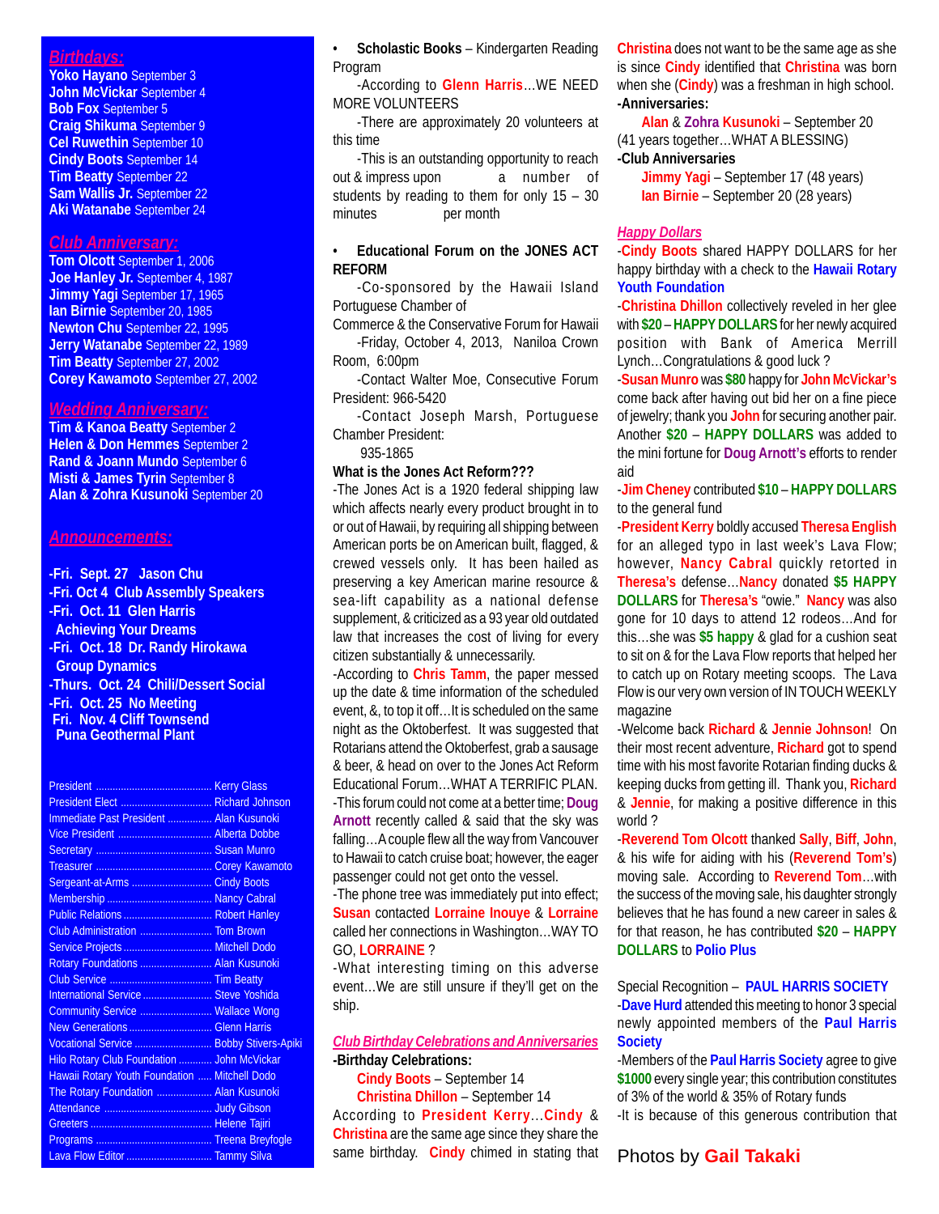## Birthdays:

**Yoko Hayano** September 3
**John McVickar** September 4
**Bob Fox** September 5
**Craig Shikuma** September 9
**Cel Ruwethin** September 10
**Cindy Boots** September 14
**Tim Beatty** September 22
**Sam Wallis Jr.** September 22
**Aki Watanabe** September 24

## Club Anniversary:

**Tom Olcott** September 1, 2006
**Joe Hanley Jr.** September 4, 1987
**Jimmy Yagi** September 17, 1965
**Ian Birnie** September 20, 1985
**Newton Chu** September 22, 1995
**Jerry Watanabe** September 22, 1989
**Tim Beatty** September 27, 2002
**Corey Kawamoto** September 27, 2002

## Wedding Anniversary:

**Tim & Kanoa Beatty** September 2
**Helen & Don Hemmes** September 2
**Rand & Joann Mundo** September 6
**Misti & James Tyrin** September 8
**Alan & Zohra Kusunoki** September 20

## Announcements:

**-Fri. Sept. 27 Jason Chu**
**-Fri. Oct 4 Club Assembly Speakers**
**-Fri. Oct. 11 Glen Harris Achieving Your Dreams**
**-Fri. Oct. 18 Dr. Randy Hirokawa Group Dynamics**
**-Thurs. Oct. 24 Chili/Dessert Social**
**-Fri. Oct. 25 No Meeting**
**Fri. Nov. 4 Cliff Townsend Puna Geothermal Plant**

| | |
|---|---|
| President | Kerry Glass |
| President Elect | Richard Johnson |
| Immediate Past President | Alan Kusunoki |
| Vice President | Alberta Dobbe |
| Secretary | Susan Munro |
| Treasurer | Corey Kawamoto |
| Sergeant-at-Arms | Cindy Boots |
| Membership | Nancy Cabral |
| Public Relations | Robert Hanley |
| Club Administration | Tom Brown |
| Service Projects | Mitchell Dodo |
| Rotary Foundations | Alan Kusunoki |
| Club Service | Tim Beatty |
| International Service | Steve Yoshida |
| Community Service | Wallace Wong |
| New Generations | Glenn Harris |
| Vocational Service | Bobby Stivers-Apiki |
| Hilo Rotary Club Foundation | John McVickar |
| Hawaii Rotary Youth Foundation | Mitchell Dodo |
| The Rotary Foundation | Alan Kusunoki |
| Attendance | Judy Gibson |
| Greeters | Helene Tajiri |
| Programs | Treena Breyfogle |
| Lava Flow Editor | Tammy Silva |

- **Scholastic Books** – Kindergarten Reading Program

-According to **Glenn Harris**…WE NEED MORE VOLUNTEERS

-There are approximately 20 volunteers at this time

-This is an outstanding opportunity to reach out & impress upon a number of students by reading to them for only 15 – 30 minutes per month

- **Educational Forum on the JONES ACT REFORM**

-Co-sponsored by the Hawaii Island Portuguese Chamber of Commerce & the Conservative Forum for Hawaii

-Friday, October 4, 2013, Naniloa Crown Room, 6:00pm

-Contact Walter Moe, Consecutive Forum President: 966-5420

-Contact Joseph Marsh, Portuguese Chamber President: 935-1865

**What is the Jones Act Reform???**

-The Jones Act is a 1920 federal shipping law which affects nearly every product brought in to or out of Hawaii, by requiring all shipping between American ports be on American built, flagged, & crewed vessels only. It has been hailed as preserving a key American marine resource & sea-lift capability as a national defense supplement, & criticized as a 93 year old outdated law that increases the cost of living for every citizen substantially & unnecessarily.

-According to **Chris Tamm**, the paper messed up the date & time information of the scheduled event, &, to top it off…It is scheduled on the same night as the Oktoberfest. It was suggested that Rotarians attend the Oktoberfest, grab a sausage & beer, & head on over to the Jones Act Reform Educational Forum…WHAT A TERRIFIC PLAN.

-This forum could not come at a better time; **Doug Arnott** recently called & said that the sky was falling…A couple flew all the way from Vancouver to Hawaii to catch cruise boat; however, the eager passenger could not get onto the vessel.

-The phone tree was immediately put into effect; **Susan** contacted **Lorraine Inouye** & **Lorraine** called her connections in Washington…WAY TO GO, **LORRAINE** ?

-What interesting timing on this adverse event…We are still unsure if they'll get on the ship.

### Club Birthday Celebrations and Anniversaries

**-Birthday Celebrations:**

**Cindy Boots** – September 14
**Christina Dhillon** – September 14

According to **President Kerry**…**Cindy** & **Christina** are the same age since they share the same birthday. **Cindy** chimed in stating that **Christina** does not want to be the same age as she is since **Cindy** identified that **Christina** was born when she (**Cindy**) was a freshman in high school.

**-Anniversaries:**

**Alan** & **Zohra Kusunoki** – September 20 (41 years together…WHAT A BLESSING)

**-Club Anniversaries**

**Jimmy Yagi** – September 17 (48 years)
**Ian Birnie** – September 20 (28 years)

### Happy Dollars

-**Cindy Boots** shared HAPPY DOLLARS for her happy birthday with a check to the **Hawaii Rotary Youth Foundation**

-**Christina Dhillon** collectively reveled in her glee with **$20 – HAPPY DOLLARS** for her newly acquired position with Bank of America Merrill Lynch…Congratulations & good luck ?

-**Susan Munro** was **$80** happy for **John McVickar's** come back after having out bid her on a fine piece of jewelry; thank you **John** for securing another pair. Another **$20 – HAPPY DOLLARS** was added to the mini fortune for **Doug Arnott's** efforts to render aid

-**Jim Cheney** contributed **$10 – HAPPY DOLLARS** to the general fund

-**President Kerry** boldly accused **Theresa English** for an alleged typo in last week's Lava Flow; however, **Nancy Cabral** quickly retorted in **Theresa's** defense…**Nancy** donated **$5 HAPPY DOLLARS** for **Theresa's** "owie." **Nancy** was also gone for 10 days to attend 12 rodeos…And for this…she was **$5 happy** & glad for a cushion seat to sit on & for the Lava Flow reports that helped her to catch up on Rotary meeting scoops. The Lava Flow is our very own version of IN TOUCH WEEKLY magazine

-Welcome back **Richard** & **Jennie Johnson**! On their most recent adventure, **Richard** got to spend time with his most favorite Rotarian finding ducks & keeping ducks from getting ill. Thank you, **Richard** & **Jennie**, for making a positive difference in this world ?

-**Reverend Tom Olcott** thanked **Sally**, **Biff**, **John**, & his wife for aiding with his (**Reverend Tom's**) moving sale. According to **Reverend Tom**…with the success of the moving sale, his daughter strongly believes that he has found a new career in sales & for that reason, he has contributed **$20 – HAPPY DOLLARS** to **Polio Plus**

Special Recognition – **PAUL HARRIS SOCIETY**

-**Dave Hurd** attended this meeting to honor 3 special newly appointed members of the **Paul Harris Society**

-Members of the **Paul Harris Society** agree to give **$1000** every single year; this contribution constitutes of 3% of the world & 35% of Rotary funds

-It is because of this generous contribution that

Photos by **Gail Takaki**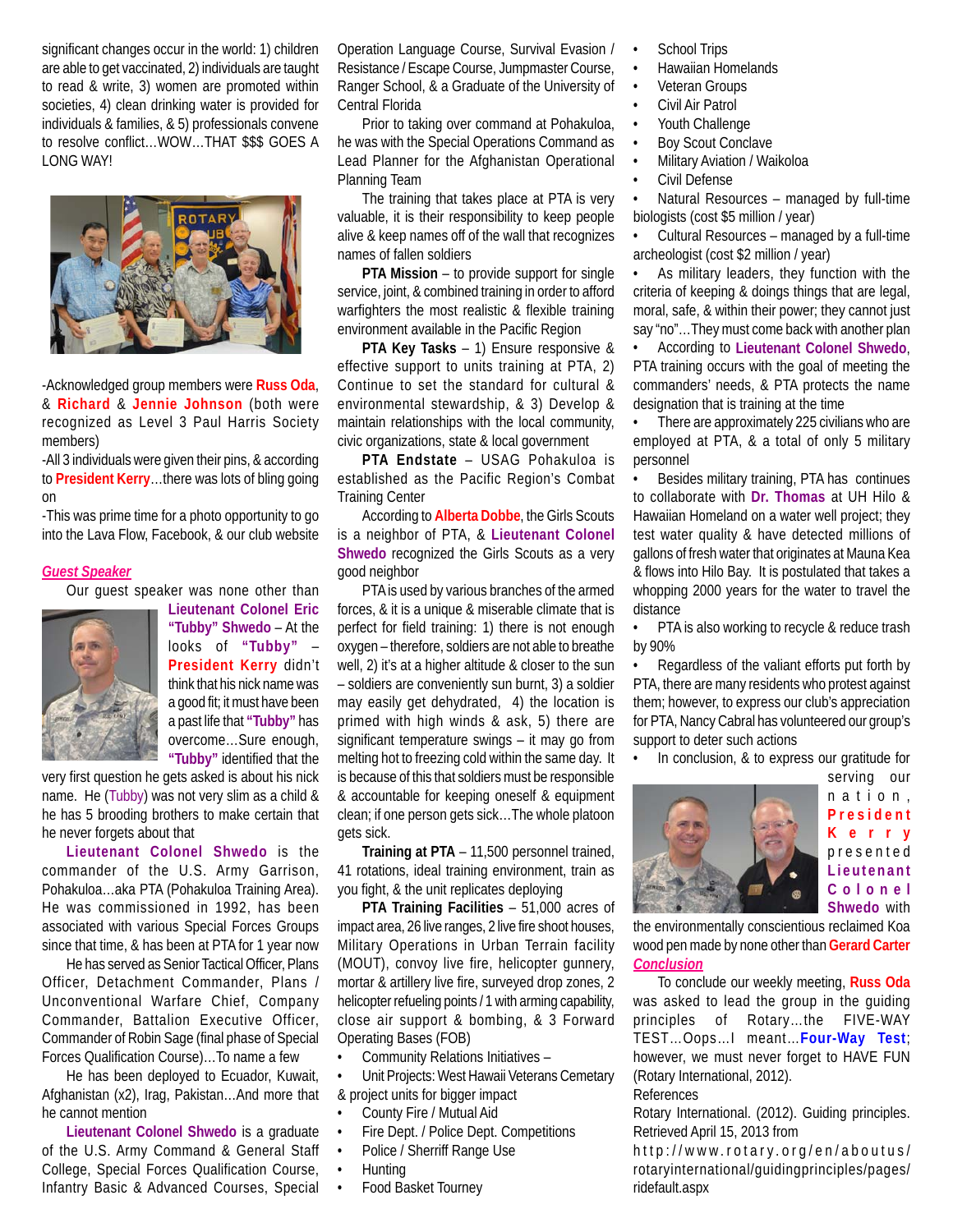significant changes occur in the world: 1) children are able to get vaccinated, 2) individuals are taught to read & write, 3) women are promoted within societies, 4) clean drinking water is provided for individuals & families, & 5) professionals convene to resolve conflict…WOW…THAT $$$ GOES A LONG WAY!

-Acknowledged group members were **Russ Oda**, & **Richard** & **Jennie Johnson** (both were recognized as Level 3 Paul Harris Society members)

-All 3 individuals were given their pins, & according to **President Kerry**…there was lots of bling going on

-This was prime time for a photo opportunity to go into the Lava Flow, Facebook, & our club website

***Guest Speaker***

Our guest speaker was none other than **Lieutenant Colonel Eric "Tubby" Shwedo** – At the looks of **"Tubby"** – **President Kerry** didn't think that his nick name was a good fit; it must have been a past life that **"Tubby"** has overcome…Sure enough, **"Tubby"** identified that the very first question he gets asked is about his nick name. He (Tubby) was not very slim as a child & he has 5 brooding brothers to make certain that he never forgets about that

**Lieutenant Colonel Shwedo** is the commander of the U.S. Army Garrison, Pohakuloa…aka PTA (Pohakuloa Training Area). He was commissioned in 1992, has been associated with various Special Forces Groups since that time, & has been at PTA for 1 year now

He has served as Senior Tactical Officer, Plans Officer, Detachment Commander, Plans / Unconventional Warfare Chief, Company Commander, Battalion Executive Officer, Commander of Robin Sage (final phase of Special Forces Qualification Course)…To name a few

He has been deployed to Ecuador, Kuwait, Afghanistan (x2), Irag, Pakistan…And more that he cannot mention

**Lieutenant Colonel Shwedo** is a graduate of the U.S. Army Command & General Staff College, Special Forces Qualification Course, Infantry Basic & Advanced Courses, Special Operation Language Course, Survival Evasion / Resistance / Escape Course, Jumpmaster Course, Ranger School, & a Graduate of the University of Central Florida

Prior to taking over command at Pohakuloa, he was with the Special Operations Command as Lead Planner for the Afghanistan Operational Planning Team

The training that takes place at PTA is very valuable, it is their responsibility to keep people alive & keep names off of the wall that recognizes names of fallen soldiers

**PTA Mission** – to provide support for single service, joint, & combined training in order to afford warfighters the most realistic & flexible training environment available in the Pacific Region

**PTA Key Tasks** – 1) Ensure responsive & effective support to units training at PTA, 2) Continue to set the standard for cultural & environmental stewardship, & 3) Develop & maintain relationships with the local community, civic organizations, state & local government

**PTA Endstate** – USAG Pohakuloa is established as the Pacific Region's Combat Training Center

According to **Alberta Dobbe**, the Girls Scouts is a neighbor of PTA, & **Lieutenant Colonel Shwedo** recognized the Girls Scouts as a very good neighbor

PTA is used by various branches of the armed forces, & it is a unique & miserable climate that is perfect for field training: 1) there is not enough oxygen – therefore, soldiers are not able to breathe well, 2) it's at a higher altitude & closer to the sun – soldiers are conveniently sun burnt, 3) a soldier may easily get dehydrated, 4) the location is primed with high winds & ask, 5) there are significant temperature swings – it may go from melting hot to freezing cold within the same day. It is because of this that soldiers must be responsible & accountable for keeping oneself & equipment clean; if one person gets sick…The whole platoon gets sick.

**Training at PTA** – 11,500 personnel trained, 41 rotations, ideal training environment, train as you fight, & the unit replicates deploying

**PTA Training Facilities** – 51,000 acres of impact area, 26 live ranges, 2 live fire shoot houses, Military Operations in Urban Terrain facility (MOUT), convoy live fire, helicopter gunnery, mortar & artillery live fire, surveyed drop zones, 2 helicopter refueling points / 1 with arming capability, close air support & bombing, & 3 Forward Operating Bases (FOB)

- Community Relations Initiatives –
- Unit Projects: West Hawaii Veterans Cemetary & project units for bigger impact
- County Fire / Mutual Aid
- Fire Dept. / Police Dept. Competitions
- Police / Sherriff Range Use
- Hunting
- Food Basket Tourney
- School Trips
- Hawaiian Homelands
- Veteran Groups
- Civil Air Patrol
- Youth Challenge
- Boy Scout Conclave
- Military Aviation / Waikoloa
- Civil Defense
- Natural Resources – managed by full-time biologists (cost $5 million / year)
- Cultural Resources – managed by a full-time archeologist (cost $2 million / year)
- As military leaders, they function with the criteria of keeping & doings things that are legal, moral, safe, & within their power; they cannot just say "no"…They must come back with another plan
- According to **Lieutenant Colonel Shwedo**, PTA training occurs with the goal of meeting the commanders' needs, & PTA protects the name designation that is training at the time
- There are approximately 225 civilians who are employed at PTA, & a total of only 5 military personnel
- Besides military training, PTA has continues to collaborate with **Dr. Thomas** at UH Hilo & Hawaiian Homeland on a water well project; they test water quality & have detected millions of gallons of fresh water that originates at Mauna Kea & flows into Hilo Bay. It is postulated that takes a whopping 2000 years for the water to travel the distance
- PTA is also working to recycle & reduce trash by 90%
- Regardless of the valiant efforts put forth by PTA, there are many residents who protest against them; however, to express our club's appreciation for PTA, Nancy Cabral has volunteered our group's support to deter such actions
- In conclusion, & to express our gratitude for serving our nation, **President Kerry** presented **Lieutenant Colonel Shwedo** with the environmentally conscientious reclaimed Koa wood pen made by none other than **Gerard Carter**

***Conclusion***

To conclude our weekly meeting, **Russ Oda** was asked to lead the group in the guiding principles of Rotary…the FIVE-WAY TEST…Oops…I meant…**Four-Way Test**; however, we must never forget to HAVE FUN (Rotary International, 2012).

References

Rotary International. (2012). Guiding principles. Retrieved April 15, 2013 from http://www.rotary.org/en/aboutus/rotaryinternational/guidingprinciples/pages/ridefault.aspx